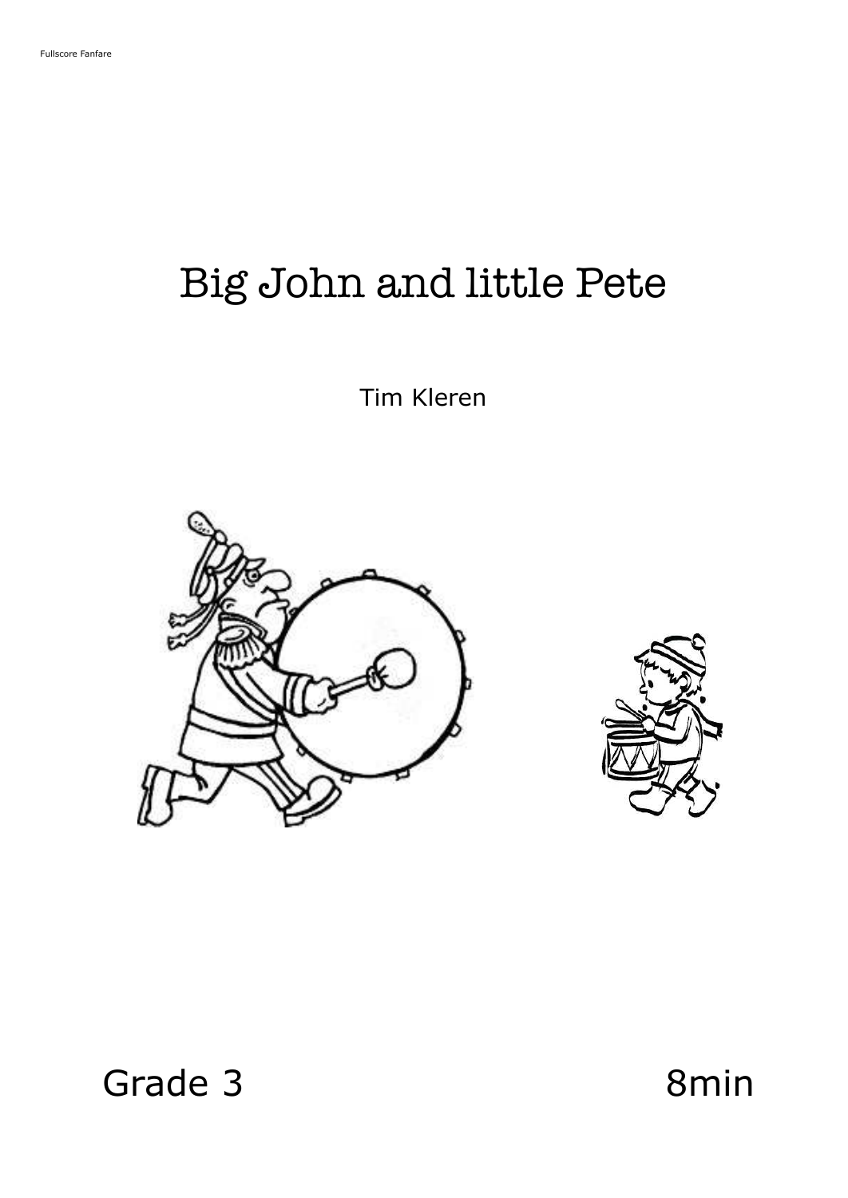# Big John and little Pete

Tim Kleren

Grade 3

8min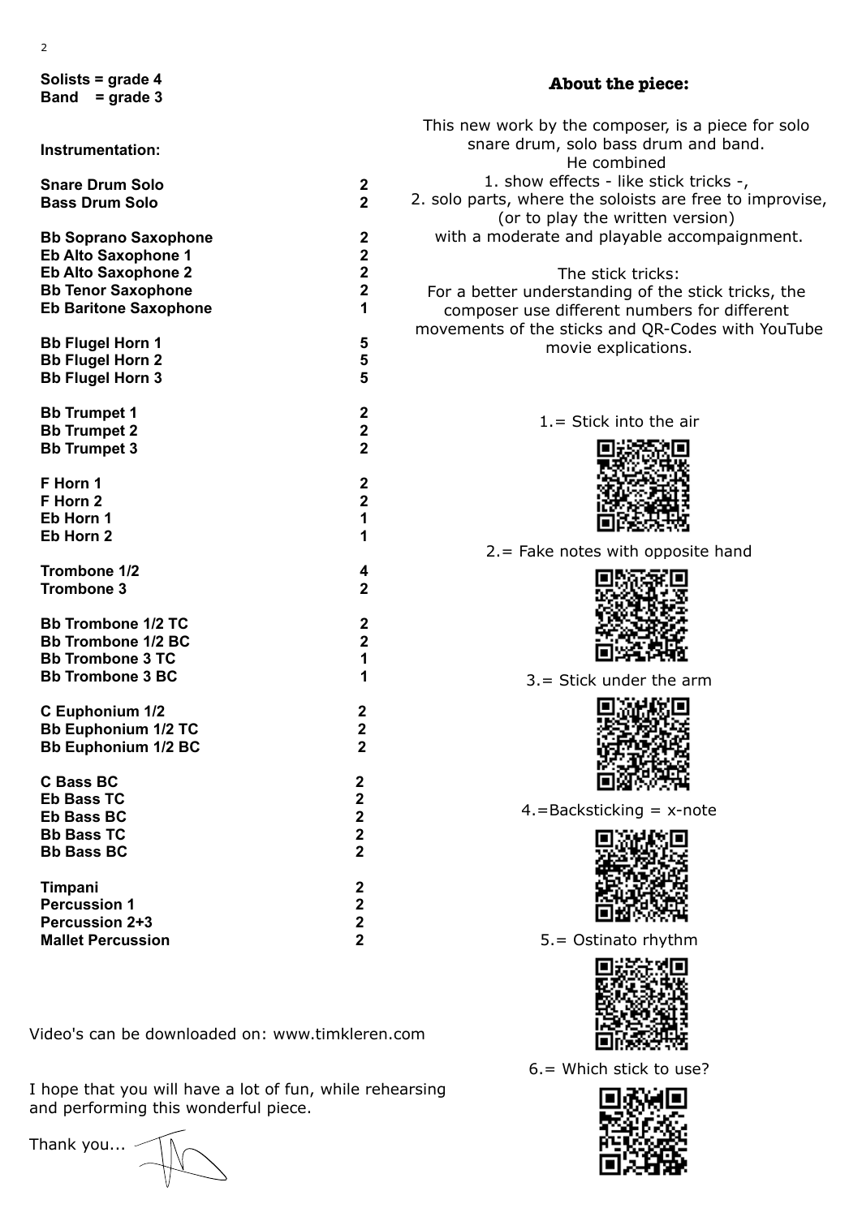**Solists = grade 4**
**Band = grade 3**

**Instrumentation:**

| | |
|---|---|
| **Snare Drum Solo** | **2** |
| **Bass Drum Solo** | **2** |
| **Bb Soprano Saxophone** | **2** |
| **Eb Alto Saxophone 1** | **2** |
| **Eb Alto Saxophone 2** | **2** |
| **Bb Tenor Saxophone** | **2** |
| **Eb Baritone Saxophone** | **1** |
| **Bb Flugel Horn 1** | **5** |
| **Bb Flugel Horn 2** | **5** |
| **Bb Flugel Horn 3** | **5** |
| **Bb Trumpet 1** | **2** |
| **Bb Trumpet 2** | **2** |
| **Bb Trumpet 3** | **2** |
| **F Horn 1** | **2** |
| **F Horn 2** | **2** |
| **Eb Horn 1** | **1** |
| **Eb Horn 2** | **1** |
| **Trombone 1/2** | **4** |
| **Trombone 3** | **2** |
| **Bb Trombone 1/2 TC** | **2** |
| **Bb Trombone 1/2 BC** | **2** |
| **Bb Trombone 3 TC** | **1** |
| **Bb Trombone 3 BC** | **1** |
| **C Euphonium 1/2** | **2** |
| **Bb Euphonium 1/2 TC** | **2** |
| **Bb Euphonium 1/2 BC** | **2** |
| **C Bass BC** | **2** |
| **Eb Bass TC** | **2** |
| **Eb Bass BC** | **2** |
| **Bb Bass TC** | **2** |
| **Bb Bass BC** | **2** |
| **Timpani** | **2** |
| **Percussion 1** | **2** |
| **Percussion 2+3** | **2** |
| **Mallet Percussion** | **2** |

## About the piece:

This new work by the composer, is a piece for solo snare drum, solo bass drum and band.
He combined
1. show effects - like stick tricks -,
2. solo parts, where the soloists are free to improvise, (or to play the written version)
with a moderate and playable accompaignment.

The stick tricks:
For a better understanding of the stick tricks, the composer use different numbers for different movements of the sticks and QR-Codes with YouTube movie explications.

1.= Stick into the air

2.= Fake notes with opposite hand

3.= Stick under the arm

4.=Backsticking = x-note

5.= Ostinato rhythm

6.= Which stick to use?

Video's can be downloaded on: www.timkleren.com

I hope that you will have a lot of fun, while rehearsing and performing this wonderful piece.

Thank you...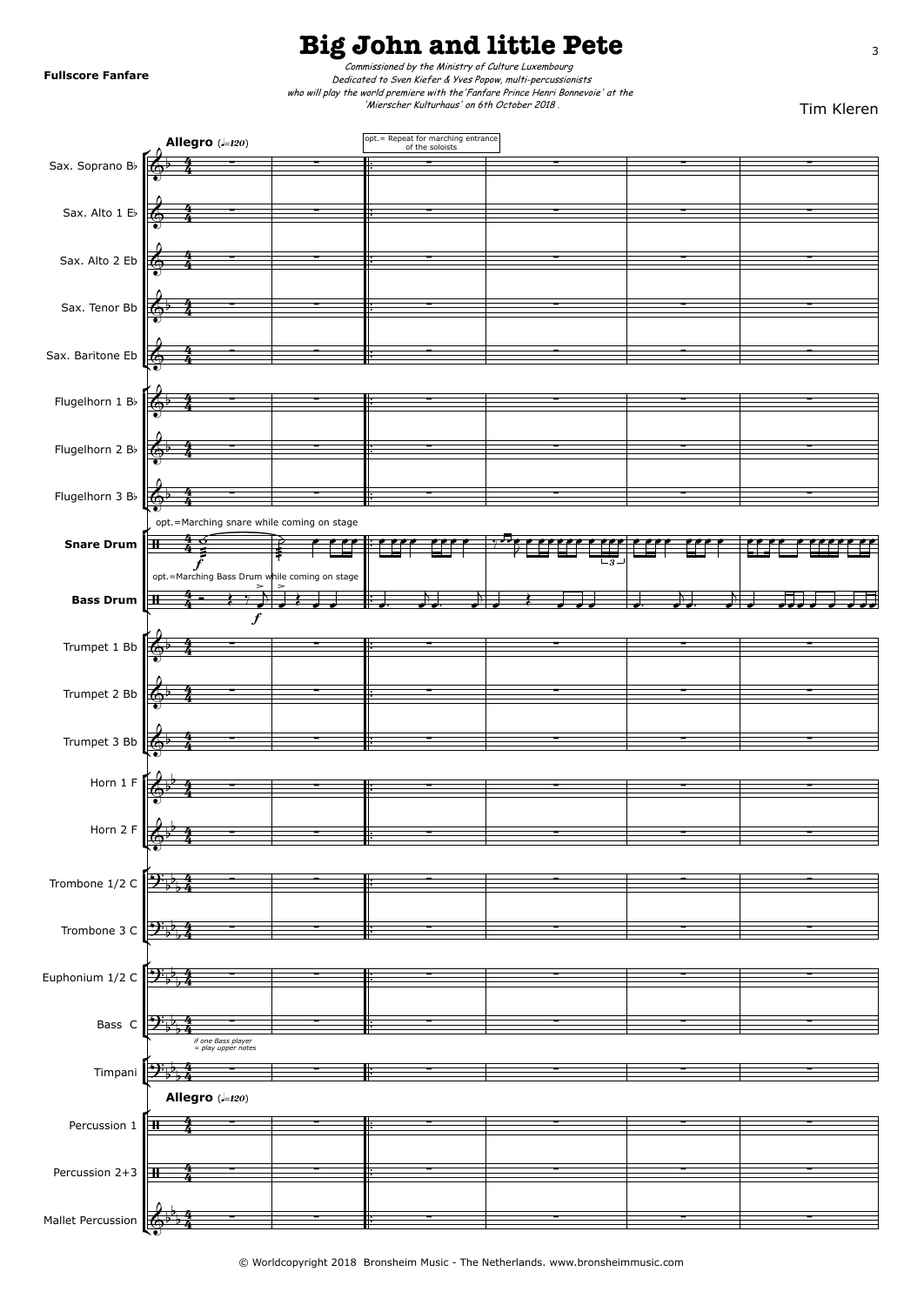# Big John and little Pete

**Fullscore Fanfare**

*Commissioned by the Ministry of Culture Luxembourg*
*Dedicated to Sven Kiefer & Yves Popow, multi-percussionists*
*who will play the world premiere with the 'Fanfare Prince Henri Bonnevoie' at the 'Mierscher Kulturhaus' on 6th October 2018 .*

Tim Kleren

**Allegro** (♩=120)

opt.= Repeat for marching entrance of the soloists

Sax. Soprano B♭
Sax. Alto 1 E♭
Sax. Alto 2 Eb
Sax. Tenor Bb
Sax. Baritone Eb
Flugelhorn 1 B♭
Flugelhorn 2 B♭
Flugelhorn 3 B♭

opt.=Marching snare while coming on stage

**Snare Drum**

opt.=Marching Bass Drum while coming on stage

**Bass Drum**

Trumpet 1 Bb
Trumpet 2 Bb
Trumpet 3 Bb
Horn 1 F
Horn 2 F
Trombone 1/2 C
Trombone 3 C
Euphonium 1/2 C
Bass C

*if one Bass player = play upper notes*

Timpani

**Allegro** (♩=120)

Percussion 1
Percussion 2+3
Mallet Percussion

© Worldcopyright 2018 Bronsheim Music - The Netherlands. www.bronsheimmusic.com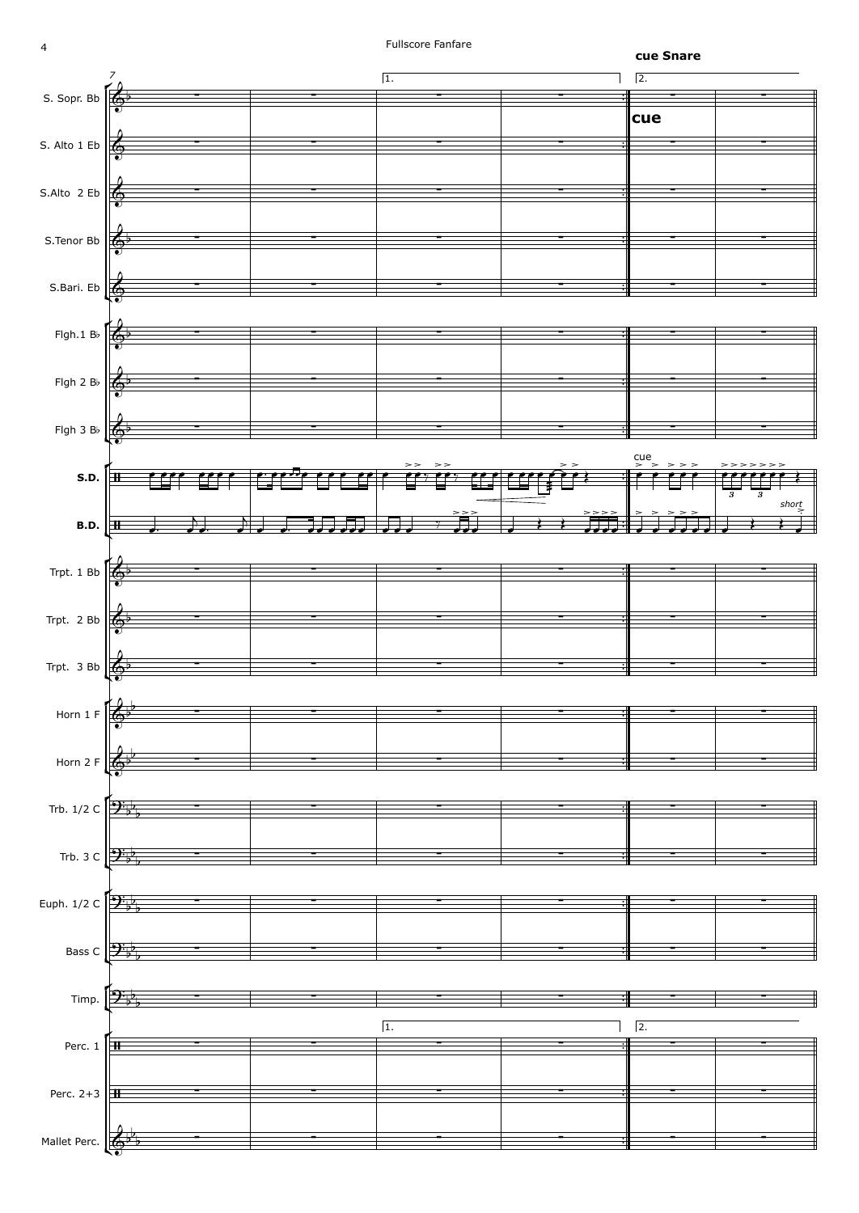**cue Snare**

S. Sopr. Bb

S. Alto 1 Eb

S.Alto 2 Eb

S.Tenor Bb

S.Bari. Eb

Flgh.1 B♭

Flgh 2 B♭

Flgh 3 B♭

S.D.

B.D.

Trpt. 1 Bb

Trpt. 2 Bb

Trpt. 3 Bb

Horn 1 F

Horn 2 F

Trb. 1/2 C

Trb. 3 C

Euph. 1/2 C

Bass C

Timp.

Perc. 1

Perc. 2+3

Mallet Perc.

cue

*short*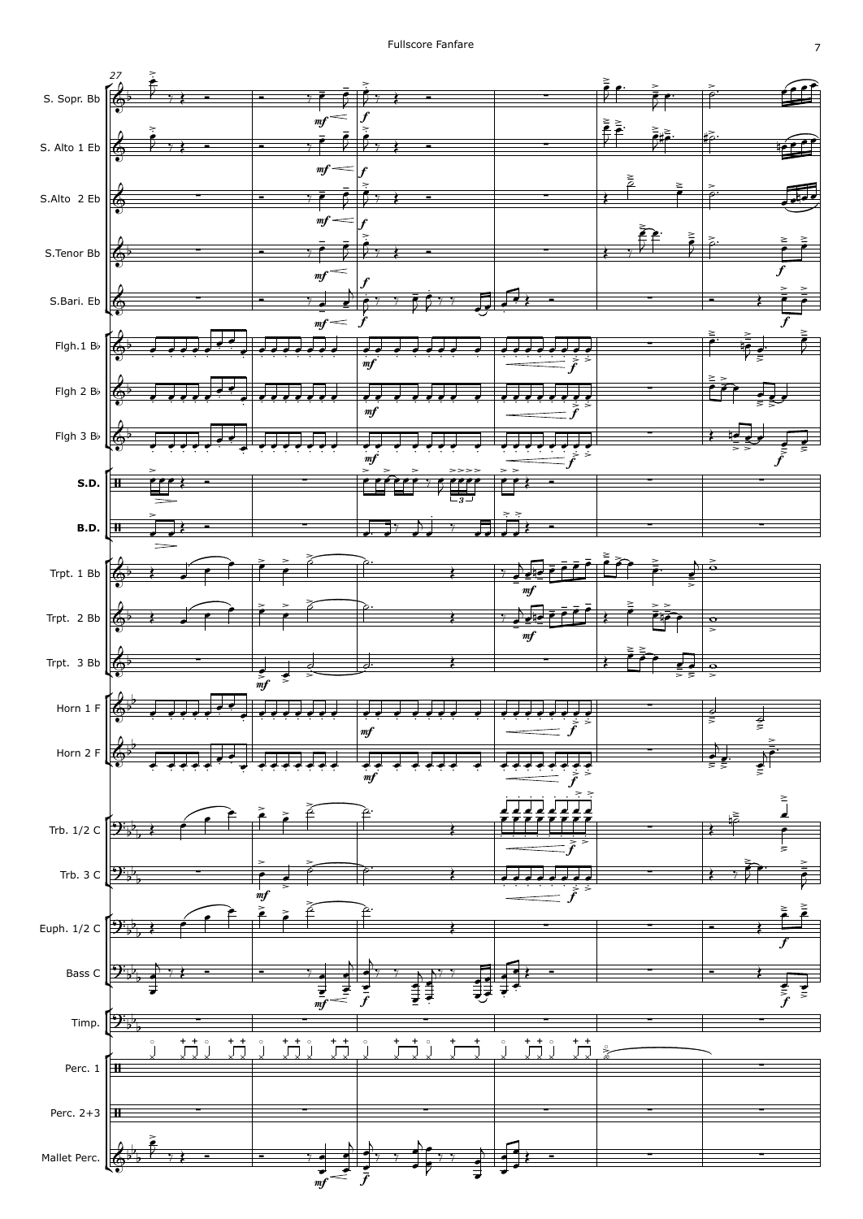27

S. Sopr. Bb

S. Alto 1 Eb

S.Alto 2 Eb

S.Tenor Bb

S.Bari. Eb

Flgh.1 B♭

Flgh 2 B♭

Flgh 3 B♭

**S.D.**

**B.D.**

Trpt. 1 Bb

Trpt. 2 Bb

Trpt. 3 Bb

Horn 1 F

Horn 2 F

Trb. 1/2 C

Trb. 3 C

Euph. 1/2 C

Bass C

Timp.

Perc. 1

Perc. 2+3

Mallet Perc.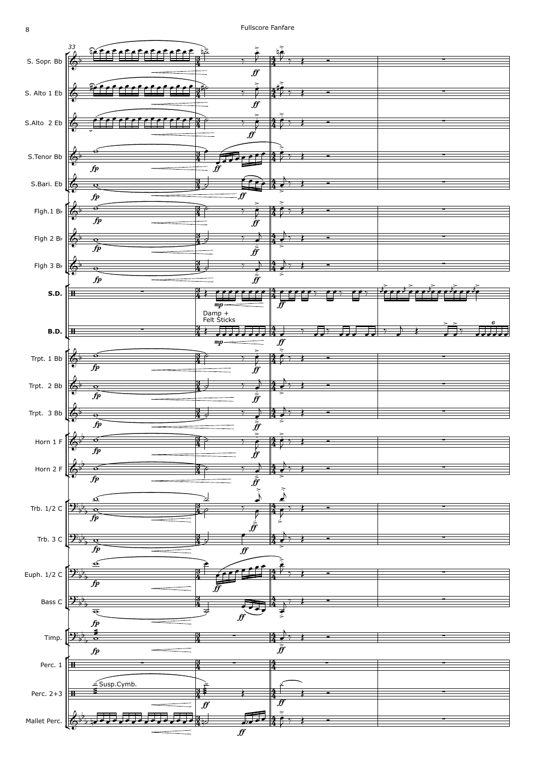33

S. Sopr. Bb

S. Alto 1 Eb

S.Alto 2 Eb

S.Tenor Bb

S.Bari. Eb

Flgh.1 B♭

Flgh 2 B♭

Flgh 3 B♭

**S.D.**

Damp +
Felt Sticks

**B.D.**

Trpt. 1 Bb

Trpt. 2 Bb

Trpt. 3 Bb

Horn 1 F

Horn 2 F

Trb. 1/2 C

Trb. 3 C

Euph. 1/2 C

Bass C

Timp.

Perc. 1

Susp.Cymb.

Perc. 2+3

Mallet Perc.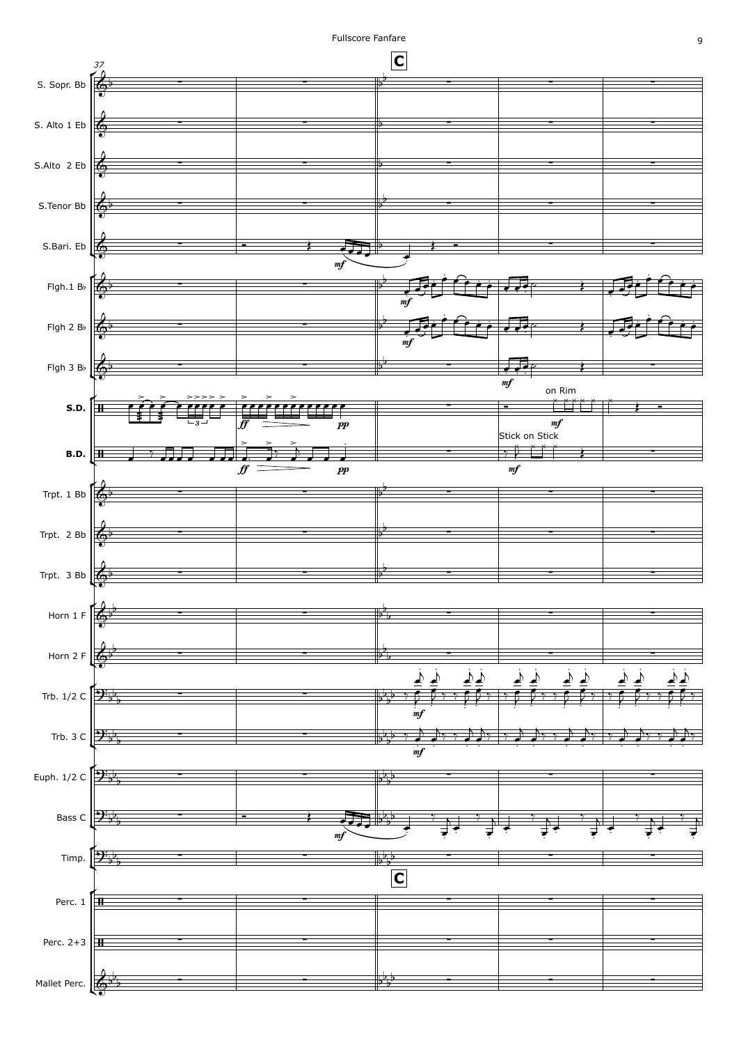Fullscore Fanfare

37

**C**

S. Sopr. Bb

S. Alto 1 Eb

S.Alto 2 Eb

S.Tenor Bb

S.Bari. Eb

Flgh.1 B♭

Flgh 2 B♭

Flgh 3 B♭

S.D.

on Rim

B.D.

Stick on Stick

Trpt. 1 Bb

Trpt. 2 Bb

Trpt. 3 Bb

Horn 1 F

Horn 2 F

Trb. 1/2 C

Trb. 3 C

Euph. 1/2 C

Bass C

Timp.

**C**

Perc. 1

Perc. 2+3

Mallet Perc.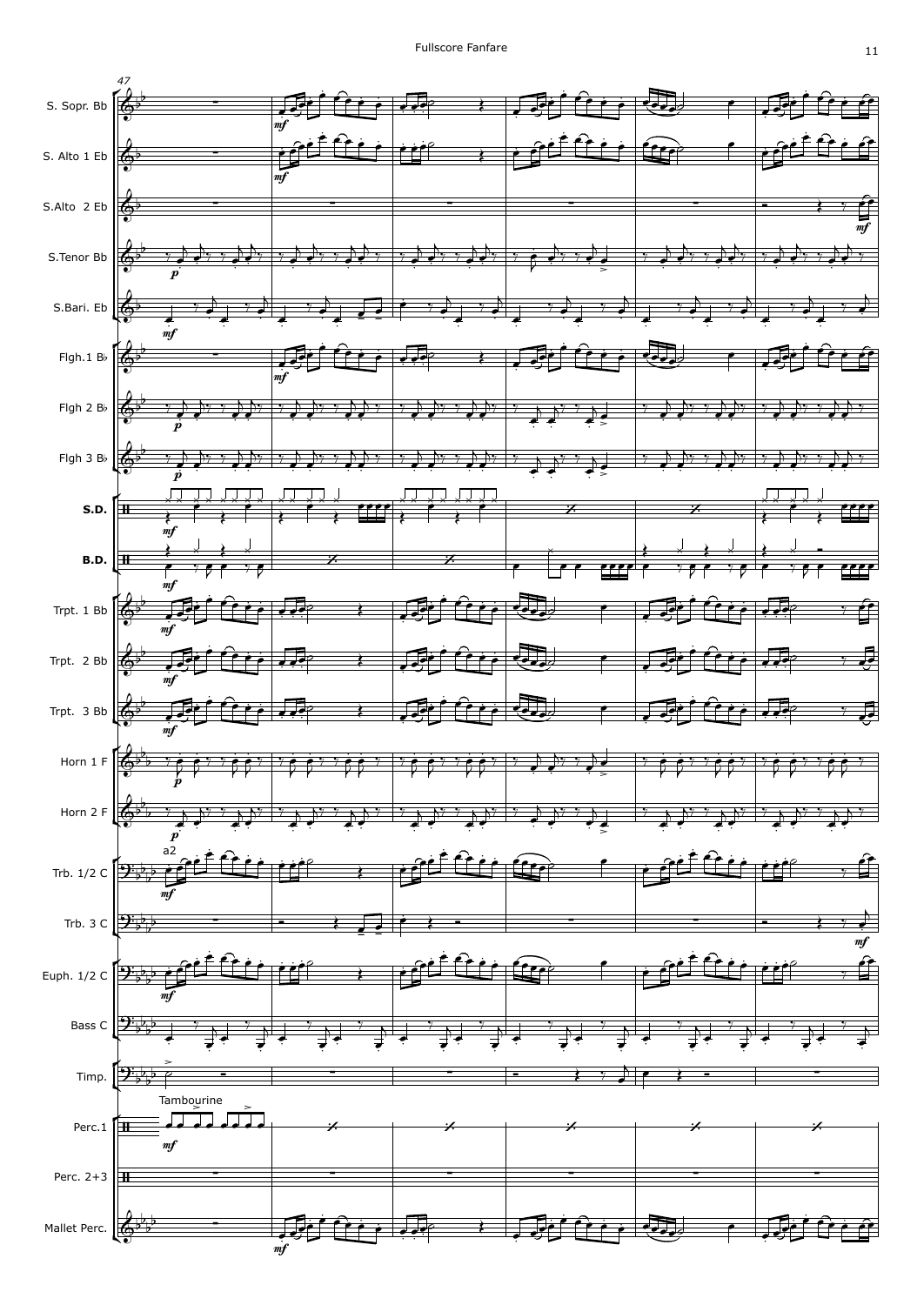47

S. Sopr. Bb

S. Alto 1 Eb

S.Alto 2 Eb

S.Tenor Bb

S.Bari. Eb

Flgh.1 B♭

Flgh 2 B♭

Flgh 3 B♭

S.D.

B.D.

Trpt. 1 Bb

Trpt. 2 Bb

Trpt. 3 Bb

Horn 1 F

Horn 2 F

Trb. 1/2 C

a2

Trb. 3 C

Euph. 1/2 C

Bass C

Timp.

Perc.1

Tambourine

Perc. 2+3

Mallet Perc.

*mf* *p* *mf*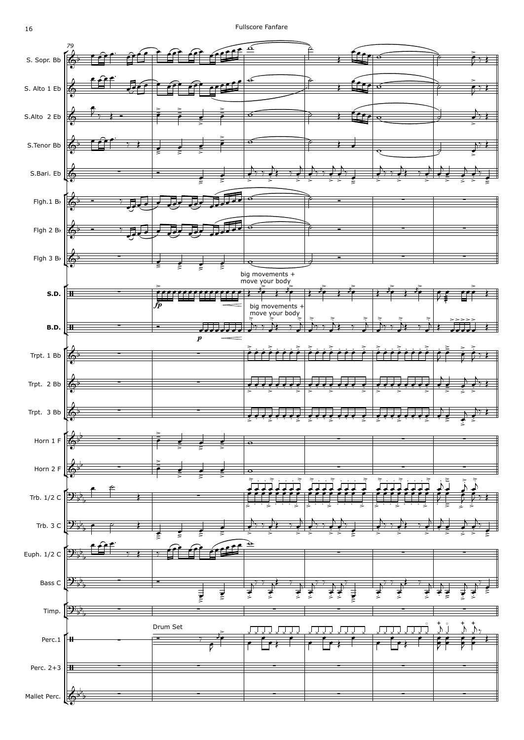79

S. Sopr. Bb

S. Alto 1 Eb

S.Alto 2 Eb

S.Tenor Bb

S.Bari. Eb

Flgh.1 B♭

Flgh 2 B♭

Flgh 3 B♭

S.D.

B.D.

big movements + move your body

big movements + move your body

*fp*

*p*

Trpt. 1 Bb

Trpt. 2 Bb

Trpt. 3 Bb

Horn 1 F

Horn 2 F

Trb. 1/2 C

Trb. 3 C

Euph. 1/2 C

Bass C

Timp.

Drum Set

Perc.1

Perc. 2+3

Mallet Perc.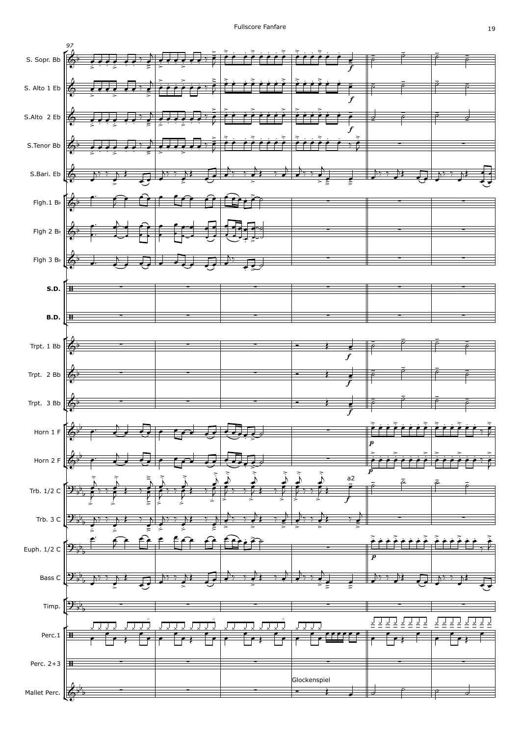97

S. Sopr. Bb

S. Alto 1 Eb

S.Alto 2 Eb

S.Tenor Bb

S.Bari. Eb

Flgh.1 B♭

Flgh 2 B♭

Flgh 3 B♭

**S.D.**

**B.D.**

Trpt. 1 Bb

Trpt. 2 Bb

Trpt. 3 Bb

Horn 1 F

Horn 2 F

Trb. 1/2 C

a2

Trb. 3 C

Euph. 1/2 C

Bass C

Timp.

Perc.1

Perc. 2+3

Mallet Perc.

Glockenspiel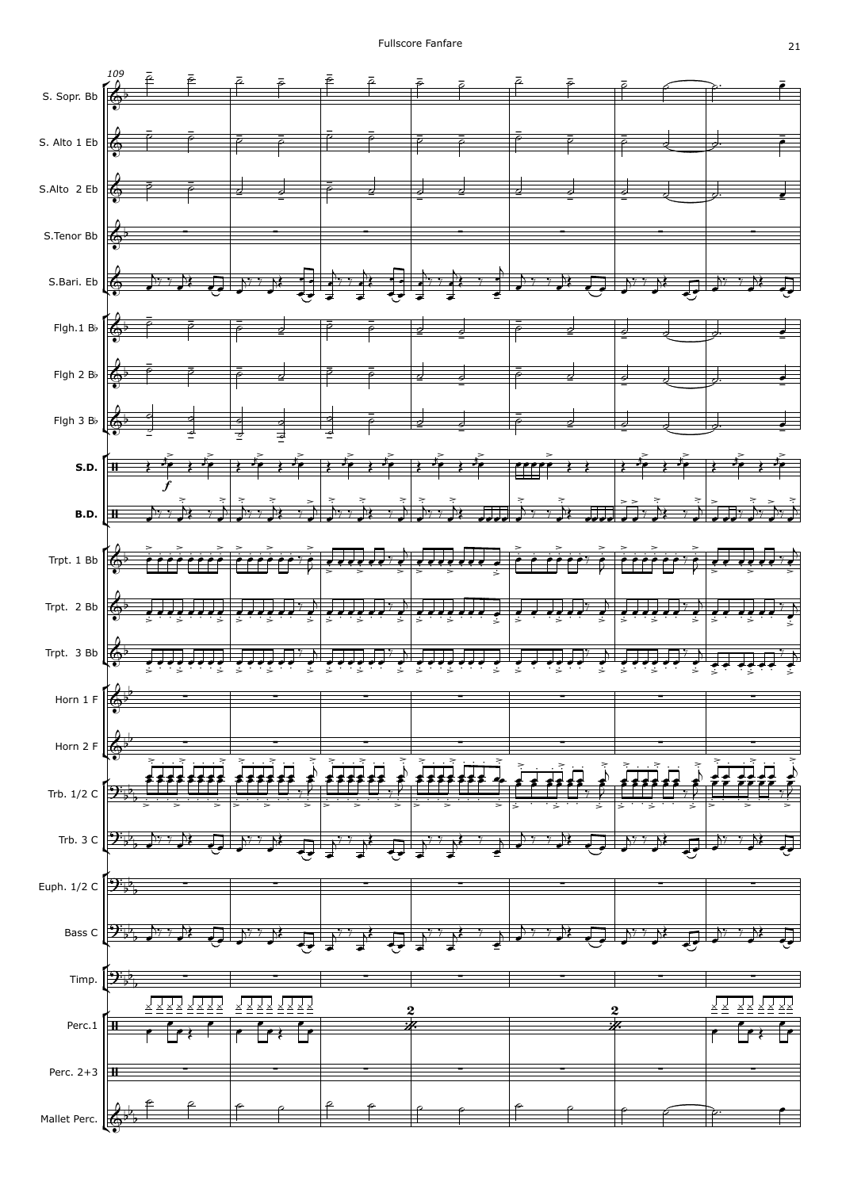Fullscore Fanfare

109

S. Sopr. Bb

S. Alto 1 Eb

S.Alto 2 Eb

S.Tenor Bb

S.Bari. Eb

Flgh.1 B♭

Flgh 2 B♭

Flgh 3 B♭

**S.D.**

*f*

**B.D.**

Trpt. 1 Bb

Trpt. 2 Bb

Trpt. 3 Bb

Horn 1 F

Horn 2 F

Trb. 1/2 C

Trb. 3 C

Euph. 1/2 C

Bass C

Timp.

Perc.1

2

2

Perc. 2+3

Mallet Perc.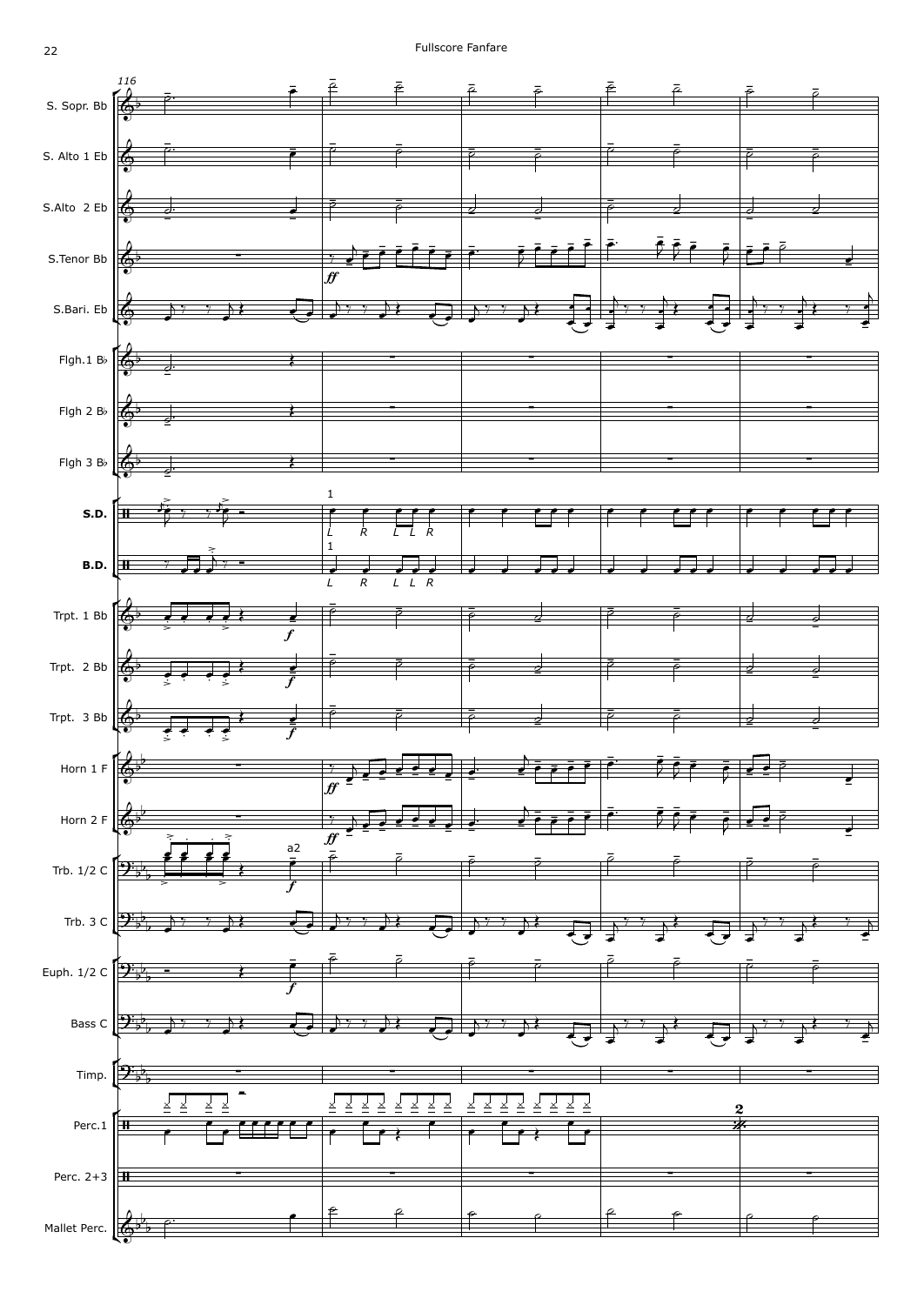116

S. Sopr. Bb

S. Alto 1 Eb

S.Alto 2 Eb

S.Tenor Bb

S.Bari. Eb

Flgh.1 B♭

Flgh 2 B♭

Flgh 3 B♭

S.D.

B.D.

Trpt. 1 Bb

Trpt. 2 Bb

Trpt. 3 Bb

Horn 1 F

Horn 2 F

Trb. 1/2 C

Trb. 3 C

Euph. 1/2 C

Bass C

Timp.

Perc.1

Perc. 2+3

Mallet Perc.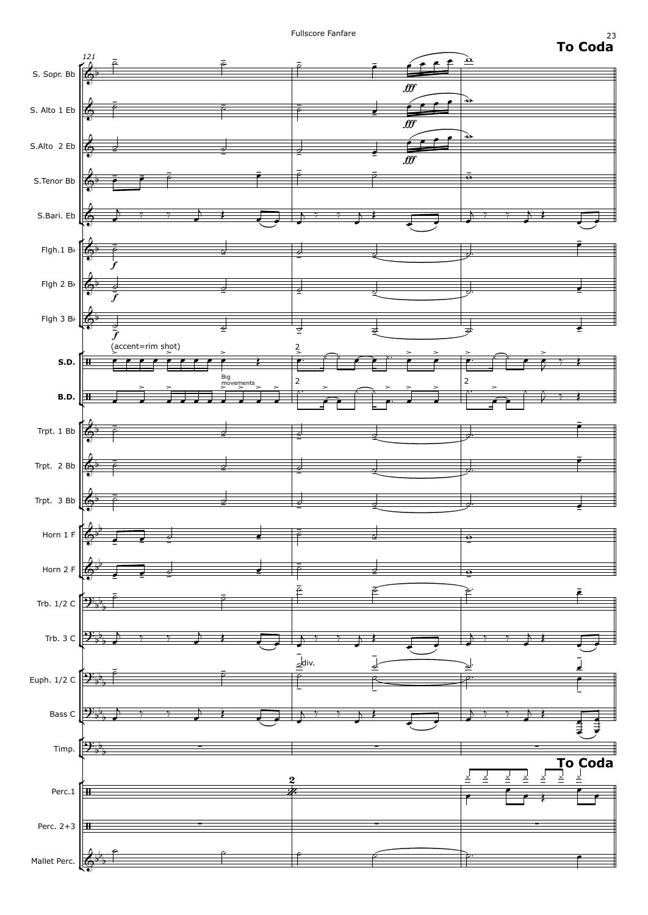**To Coda**

121

S. Sopr. Bb

S. Alto 1 Eb

S.Alto 2 Eb

S.Tenor Bb

S.Bari. Eb

Flgh.1 B♭

Flgh 2 B♭

Flgh 3 B♭

S.D.

(accent=rim shot)

B.D.

Big movements

Trpt. 1 Bb

Trpt. 2 Bb

Trpt. 3 Bb

Horn 1 F

Horn 2 F

Trb. 1/2 C

Trb. 3 C

Euph. 1/2 C

div.

Bass C

Timp.

Perc.1

**To Coda**

Perc. 2+3

Mallet Perc.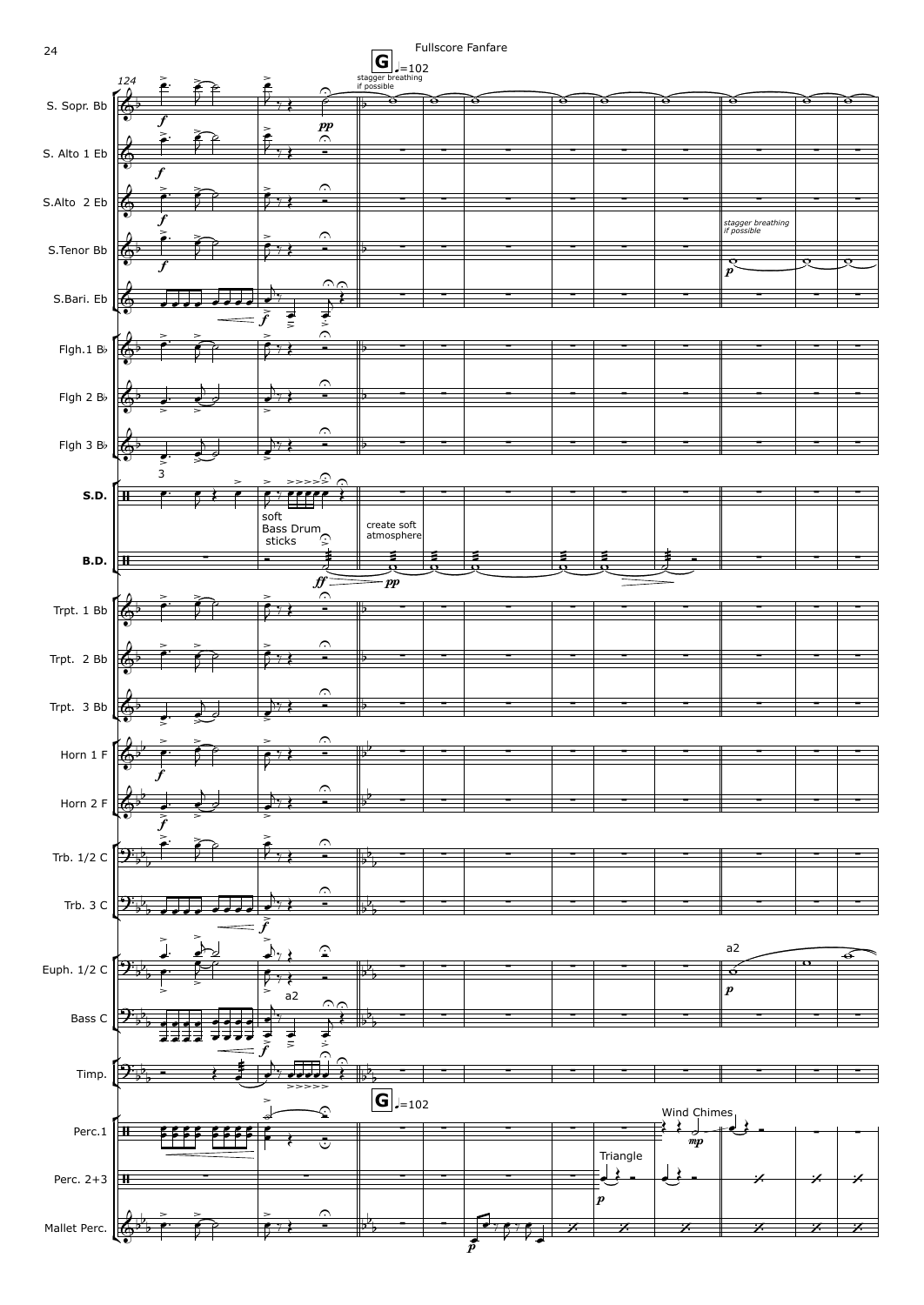Fullscore Fanfare

**G** ♩=102

stagger breathing if possible

124

S. Sopr. Bb

S. Alto 1 Eb

S.Alto 2 Eb

S.Tenor Bb

stagger breathing if possible

S.Bari. Eb

Flgh.1 B♭

Flgh 2 B♭

Flgh 3 B♭

S.D.

soft Bass Drum sticks

create soft atmosphere

B.D.

Trpt. 1 Bb

Trpt. 2 Bb

Trpt. 3 Bb

Horn 1 F

Horn 2 F

Trb. 1/2 C

Trb. 3 C

Euph. 1/2 C

a2

Bass C

Timp.

**G** ♩=102

Wind Chimes

Perc.1

Triangle

Perc. 2+3

Mallet Perc.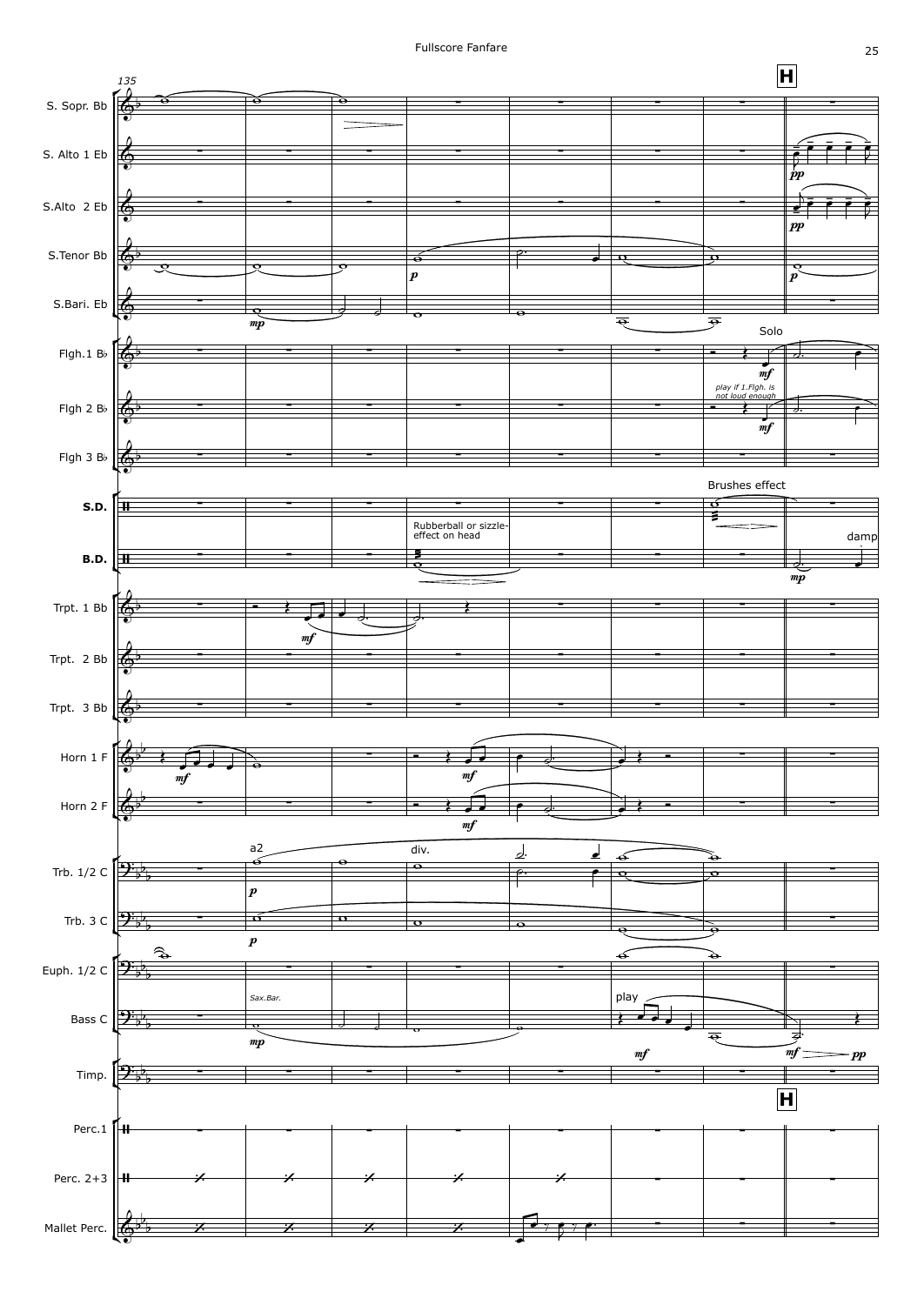135

**H**

S. Sopr. Bb
S. Alto 1 Eb
S.Alto 2 Eb
S.Tenor Bb
S.Bari. Eb
Flgh.1 B♭
Flgh 2 B♭
Flgh 3 B♭
**S.D.**
**B.D.**
Trpt. 1 Bb
Trpt. 2 Bb
Trpt. 3 Bb
Horn 1 F
Horn 2 F
Trb. 1/2 C
Trb. 3 C
Euph. 1/2 C
Bass C
Timp.
Perc.1
Perc. 2+3
Mallet Perc.

Solo

*play if 1.Flgh. is not loud enough*

Brushes effect

Rubberball or sizzle-effect on head

damp

a2

div.

*Sax.Bar.*

play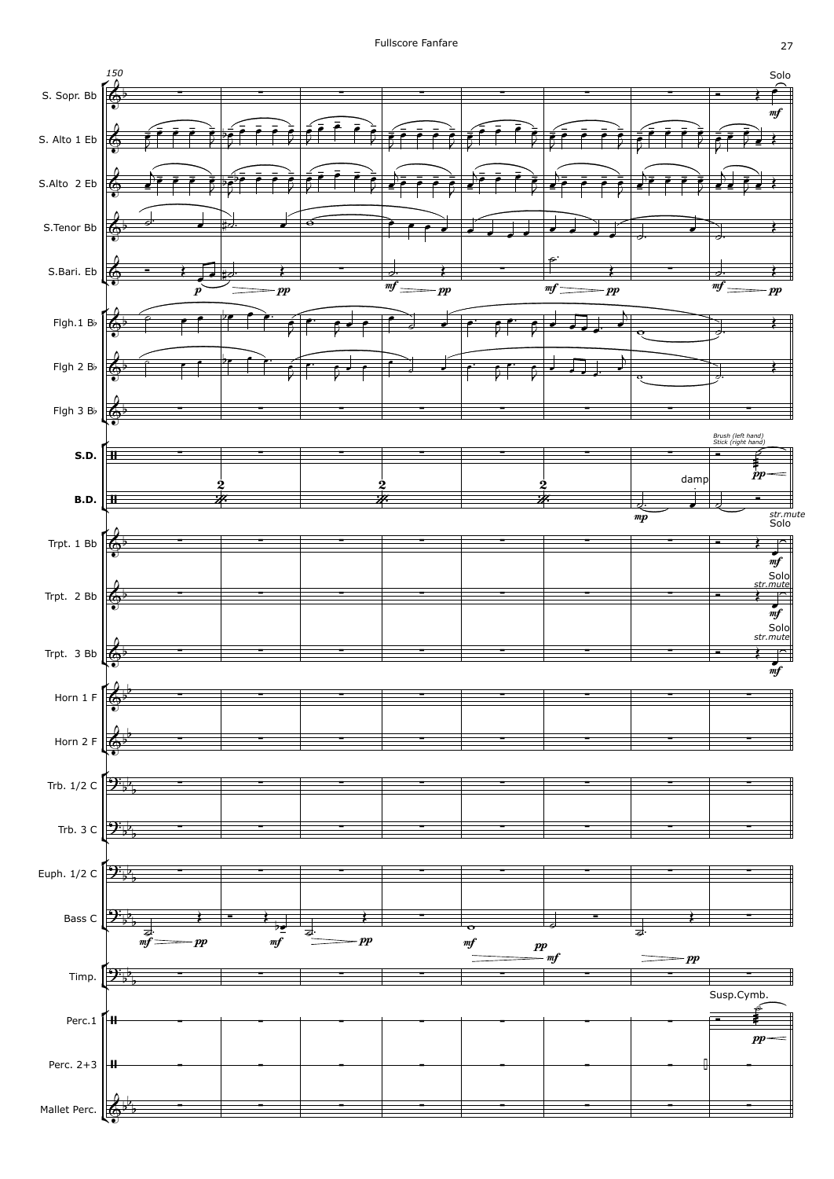150

S. Sopr. Bb

S. Alto 1 Eb

S.Alto 2 Eb

S.Tenor Bb

S.Bari. Eb

Flgh.1 B♭

Flgh 2 B♭

Flgh 3 B♭

S.D.

B.D.

Trpt. 1 Bb

Trpt. 2 Bb

Trpt. 3 Bb

Horn 1 F

Horn 2 F

Trb. 1/2 C

Trb. 3 C

Euph. 1/2 C

Bass C

Timp.

Perc.1

Perc. 2+3

Mallet Perc.

Solo

Brush (left hand)
Stick (right hand)

damp

str.mute
Solo

Susp.Cymb.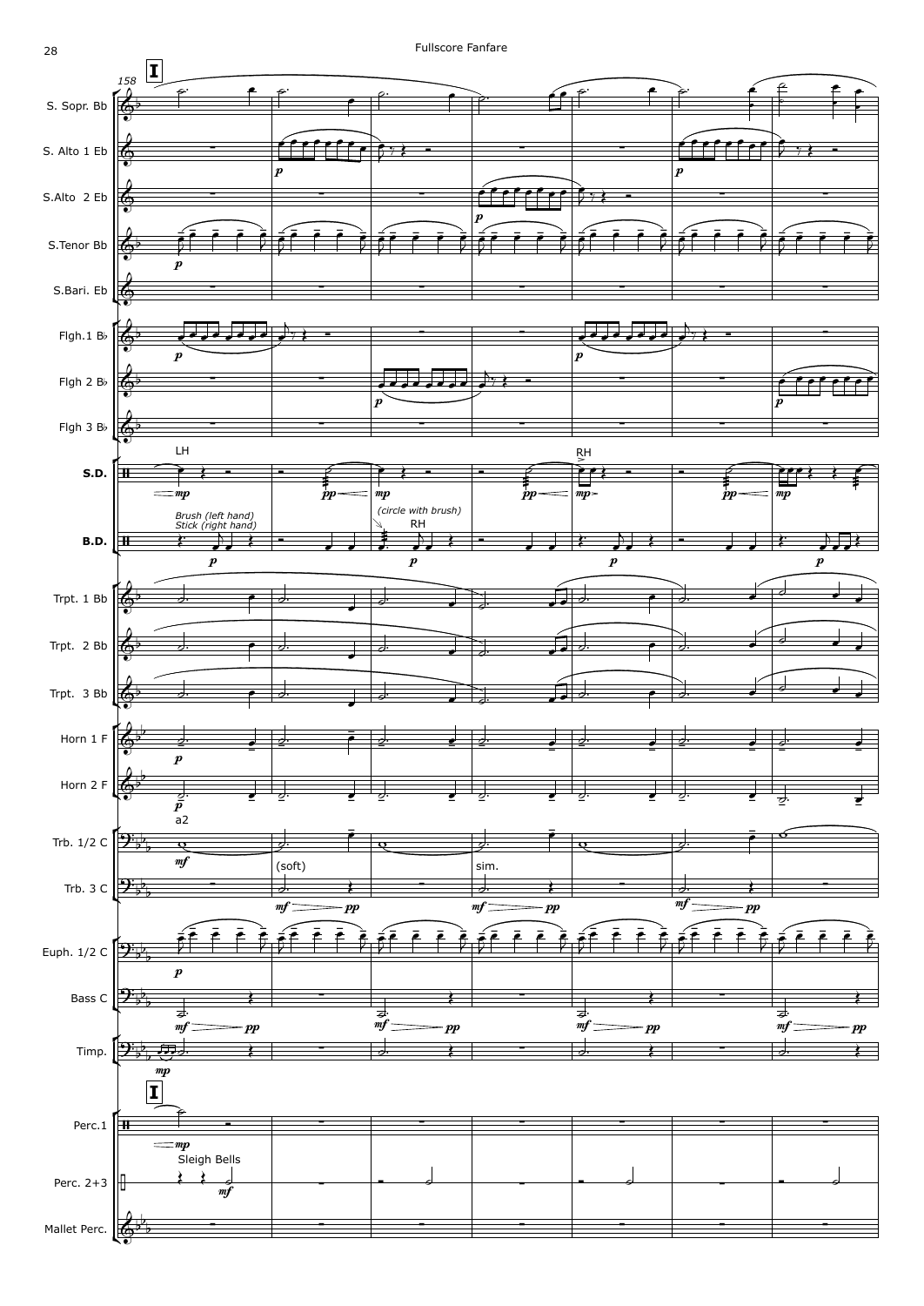**I**

158

S. Sopr. Bb

S. Alto 1 Eb

S.Alto 2 Eb

S.Tenor Bb

S.Bari. Eb

Flgh.1 B♭

Flgh 2 B♭

Flgh 3 B♭

S.D.

B.D.

Trpt. 1 Bb

Trpt. 2 Bb

Trpt. 3 Bb

Horn 1 F

Horn 2 F

Trb. 1/2 C

Trb. 3 C

Euph. 1/2 C

Bass C

Timp.

Perc.1

Perc. 2+3

Mallet Perc.

LH

RH

*Brush (left hand)*
*Stick (right hand)*

*(circle with brush)*

a2

(soft)

sim.

Sleigh Bells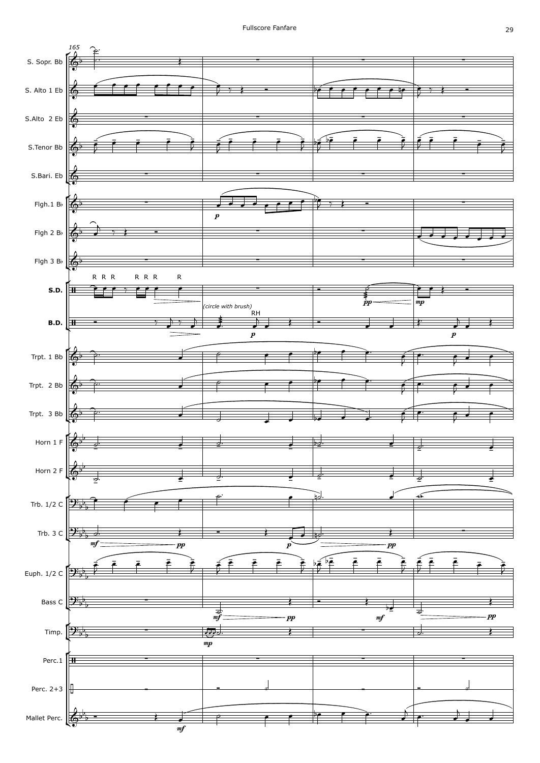165

S. Sopr. Bb

S. Alto 1 Eb

S.Alto 2 Eb

S.Tenor Bb

S.Bari. Eb

Flgh.1 B♭

Flgh 2 B♭

Flgh 3 B♭

S.D.

R R R R R R R

B.D.

(circle with brush)

RH

Trpt. 1 Bb

Trpt. 2 Bb

Trpt. 3 Bb

Horn 1 F

Horn 2 F

Trb. 1/2 C

Trb. 3 C

Euph. 1/2 C

Bass C

Timp.

Perc.1

Perc. 2+3

Mallet Perc.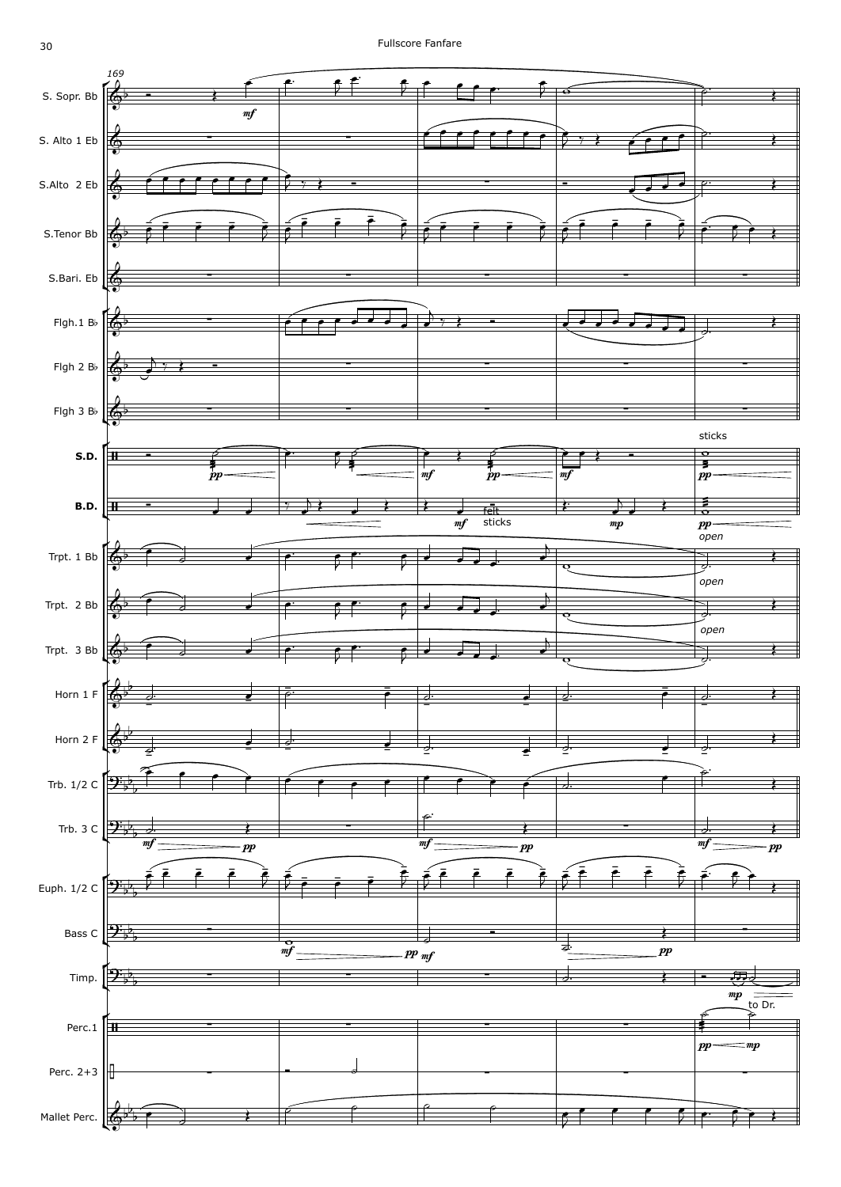169

S. Sopr. Bb

S. Alto 1 Eb

S.Alto 2 Eb

S.Tenor Bb

S.Bari. Eb

Flgh.1 B♭

Flgh 2 B♭

Flgh 3 B♭

**S.D.**

**B.D.**

Trpt. 1 Bb

Trpt. 2 Bb

Trpt. 3 Bb

Horn 1 F

Horn 2 F

Trb. 1/2 C

Trb. 3 C

Euph. 1/2 C

Bass C

Timp.

Perc.1

Perc. 2+3

Mallet Perc.

*mf* *pp* *mp* felt sticks sticks *open* to Dr.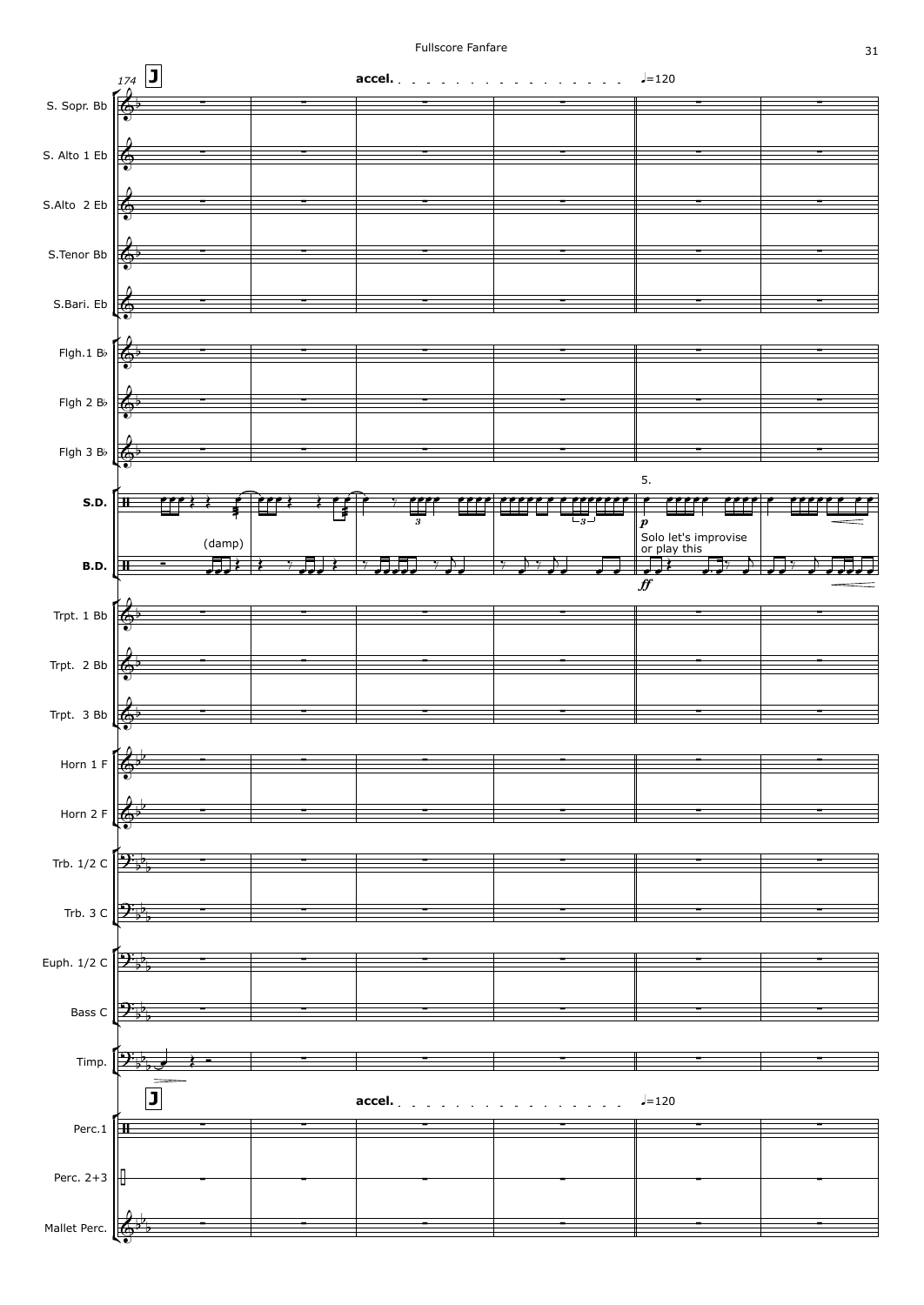174 **J** **accel.** ♩=120

S. Sopr. Bb

S. Alto 1 Eb

S.Alto 2 Eb

S.Tenor Bb

S.Bari. Eb

Flgh.1 B♭

Flgh 2 B♭

Flgh 3 B♭

**S.D.** (damp) 5. *p* Solo let's improvise or play this

**B.D.** *ff*

Trpt. 1 Bb

Trpt. 2 Bb

Trpt. 3 Bb

Horn 1 F

Horn 2 F

Trb. 1/2 C

Trb. 3 C

Euph. 1/2 C

Bass C

Timp.

**J** **accel.** ♩=120

Perc.1

Perc. 2+3

Mallet Perc.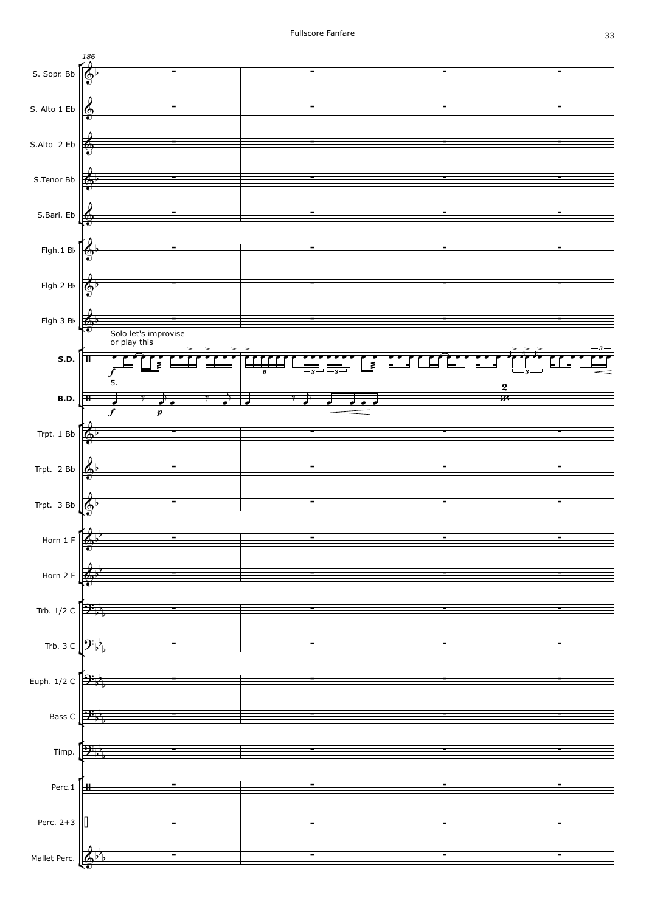Solo let's improvise
or play this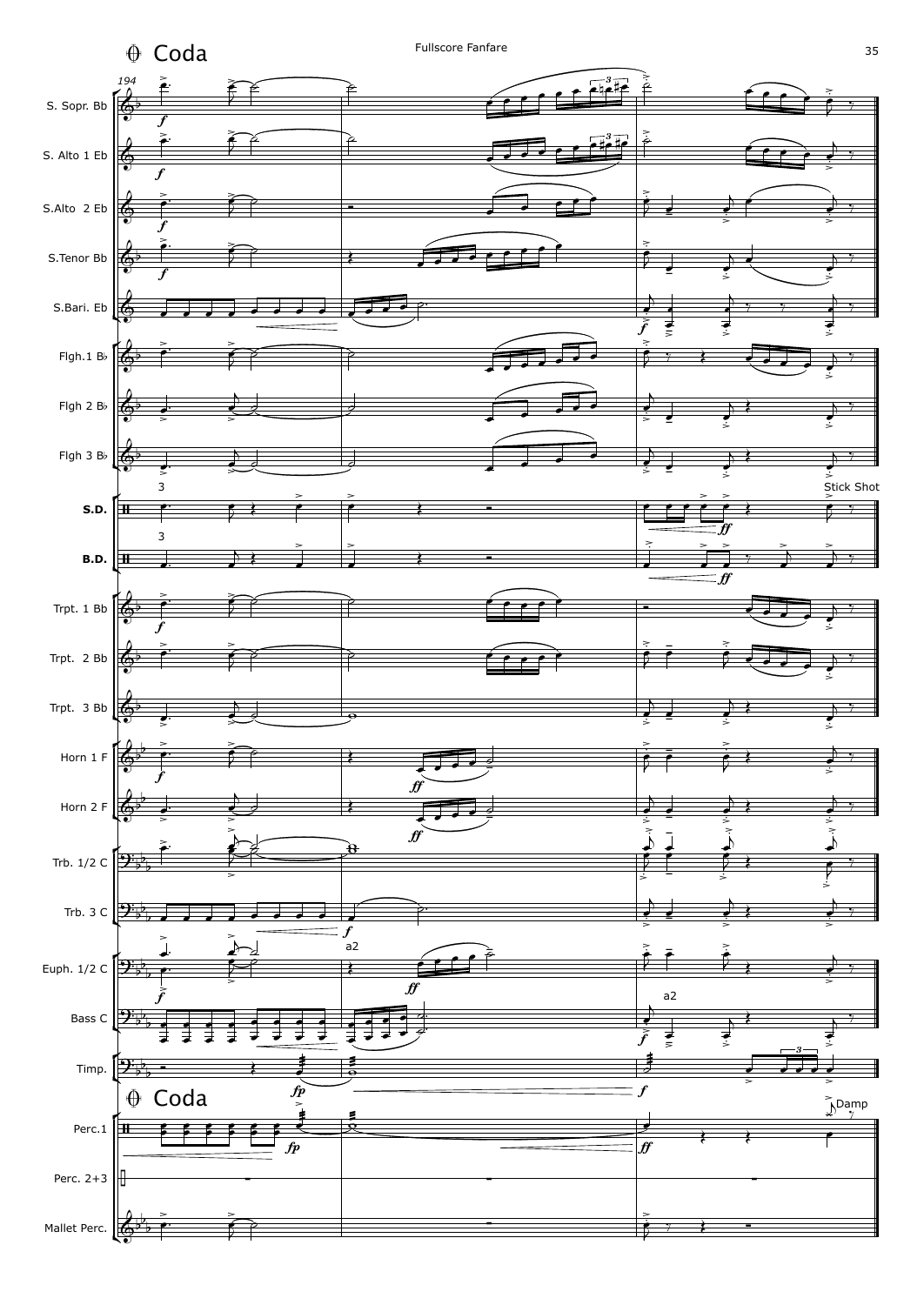# Coda